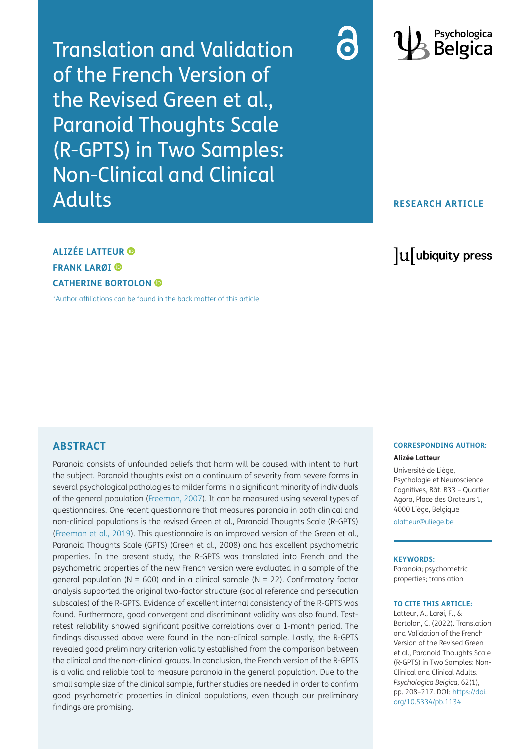# Translation and Validation of the French Version of the Revised Green et al., Paranoid Thoughts Scale (R-GPTS) in Two Samples: Non-Clinical and Clinical Adults

**RESEARCH ARTICLE**

**ALIZÉE LATTEUR**

**FRANK LARØI**

**CATHERINE BORTOLON**

*Author affiliations can be found in the back matter of this article

## ABSTRACT

Paranoia consists of unfounded beliefs that harm will be caused with intent to hurt the subject. Paranoid thoughts exist on a continuum of severity from severe forms in several psychological pathologies to milder forms in a significant minority of individuals of the general population (Freeman, 2007). It can be measured using several types of questionnaires. One recent questionnaire that measures paranoia in both clinical and non-clinical populations is the revised Green et al., Paranoid Thoughts Scale (R-GPTS) (Freeman et al., 2019). This questionnaire is an improved version of the Green et al., Paranoid Thoughts Scale (GPTS) (Green et al., 2008) and has excellent psychometric properties. In the present study, the R-GPTS was translated into French and the psychometric properties of the new French version were evaluated in a sample of the general population (N = 600) and in a clinical sample (N = 22). Confirmatory factor analysis supported the original two-factor structure (social reference and persecution subscales) of the R-GPTS. Evidence of excellent internal consistency of the R-GPTS was found. Furthermore, good convergent and discriminant validity was also found. Test-retest reliability showed significant positive correlations over a 1-month period. The findings discussed above were found in the non-clinical sample. Lastly, the R-GPTS revealed good preliminary criterion validity established from the comparison between the clinical and the non-clinical groups. In conclusion, the French version of the R-GPTS is a valid and reliable tool to measure paranoia in the general population. Due to the small sample size of the clinical sample, further studies are needed in order to confirm good psychometric properties in clinical populations, even though our preliminary findings are promising.

**CORRESPONDING AUTHOR:**

**Alizée Latteur**

Université de Liège, Psychologie et Neuroscience Cognitives, Bât. B33 – Quartier Agora, Place des Orateurs 1, 4000 Liège, Belgique

alatteur@uliege.be

**KEYWORDS:**

Paranoia; psychometric properties; translation

**TO CITE THIS ARTICLE:**

Latteur, A., Larøi, F., & Bortolon, C. (2022). Translation and Validation of the French Version of the Revised Green et al., Paranoid Thoughts Scale (R-GPTS) in Two Samples: Non-Clinical and Clinical Adults. *Psychologica Belgica,* 62(1), pp. 208–217. DOI: https://doi.org/10.5334/pb.1134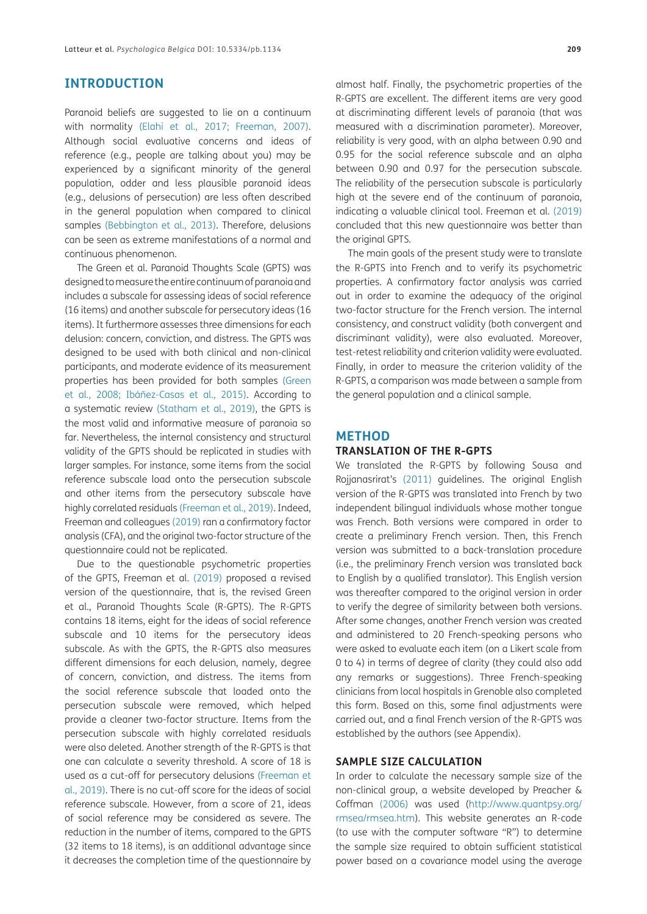## INTRODUCTION

Paranoid beliefs are suggested to lie on a continuum with normality (Elahi et al., 2017; Freeman, 2007). Although social evaluative concerns and ideas of reference (e.g., people are talking about you) may be experienced by a significant minority of the general population, odder and less plausible paranoid ideas (e.g., delusions of persecution) are less often described in the general population when compared to clinical samples (Bebbington et al., 2013). Therefore, delusions can be seen as extreme manifestations of a normal and continuous phenomenon.

The Green et al. Paranoid Thoughts Scale (GPTS) was designed to measure the entire continuum of paranoia and includes a subscale for assessing ideas of social reference (16 items) and another subscale for persecutory ideas (16 items). It furthermore assesses three dimensions for each delusion: concern, conviction, and distress. The GPTS was designed to be used with both clinical and non-clinical participants, and moderate evidence of its measurement properties has been provided for both samples (Green et al., 2008; Ibáñez-Casas et al., 2015). According to a systematic review (Statham et al., 2019), the GPTS is the most valid and informative measure of paranoia so far. Nevertheless, the internal consistency and structural validity of the GPTS should be replicated in studies with larger samples. For instance, some items from the social reference subscale load onto the persecution subscale and other items from the persecutory subscale have highly correlated residuals (Freeman et al., 2019). Indeed, Freeman and colleagues (2019) ran a confirmatory factor analysis (CFA), and the original two-factor structure of the questionnaire could not be replicated.

Due to the questionable psychometric properties of the GPTS, Freeman et al. (2019) proposed a revised version of the questionnaire, that is, the revised Green et al., Paranoid Thoughts Scale (R-GPTS). The R-GPTS contains 18 items, eight for the ideas of social reference subscale and 10 items for the persecutory ideas subscale. As with the GPTS, the R-GPTS also measures different dimensions for each delusion, namely, degree of concern, conviction, and distress. The items from the social reference subscale that loaded onto the persecution subscale were removed, which helped provide a cleaner two-factor structure. Items from the persecution subscale with highly correlated residuals were also deleted. Another strength of the R-GPTS is that one can calculate a severity threshold. A score of 18 is used as a cut-off for persecutory delusions (Freeman et al., 2019). There is no cut-off score for the ideas of social reference subscale. However, from a score of 21, ideas of social reference may be considered as severe. The reduction in the number of items, compared to the GPTS (32 items to 18 items), is an additional advantage since it decreases the completion time of the questionnaire by almost half. Finally, the psychometric properties of the R-GPTS are excellent. The different items are very good at discriminating different levels of paranoia (that was measured with a discrimination parameter). Moreover, reliability is very good, with an alpha between 0.90 and 0.95 for the social reference subscale and an alpha between 0.90 and 0.97 for the persecution subscale. The reliability of the persecution subscale is particularly high at the severe end of the continuum of paranoia, indicating a valuable clinical tool. Freeman et al. (2019) concluded that this new questionnaire was better than the original GPTS.

The main goals of the present study were to translate the R-GPTS into French and to verify its psychometric properties. A confirmatory factor analysis was carried out in order to examine the adequacy of the original two-factor structure for the French version. The internal consistency, and construct validity (both convergent and discriminant validity), were also evaluated. Moreover, test-retest reliability and criterion validity were evaluated. Finally, in order to measure the criterion validity of the R-GPTS, a comparison was made between a sample from the general population and a clinical sample.

## METHOD

### TRANSLATION OF THE R-GPTS

We translated the R-GPTS by following Sousa and Rojjanasrirat's (2011) guidelines. The original English version of the R-GPTS was translated into French by two independent bilingual individuals whose mother tongue was French. Both versions were compared in order to create a preliminary French version. Then, this French version was submitted to a back-translation procedure (i.e., the preliminary French version was translated back to English by a qualified translator). This English version was thereafter compared to the original version in order to verify the degree of similarity between both versions. After some changes, another French version was created and administered to 20 French-speaking persons who were asked to evaluate each item (on a Likert scale from 0 to 4) in terms of degree of clarity (they could also add any remarks or suggestions). Three French-speaking clinicians from local hospitals in Grenoble also completed this form. Based on this, some final adjustments were carried out, and a final French version of the R-GPTS was established by the authors (see Appendix).

### SAMPLE SIZE CALCULATION

In order to calculate the necessary sample size of the non-clinical group, a website developed by Preacher & Coffman (2006) was used (http://www.quantpsy.org/rmsea/rmsea.htm). This website generates an R-code (to use with the computer software "R") to determine the sample size required to obtain sufficient statistical power based on a covariance model using the average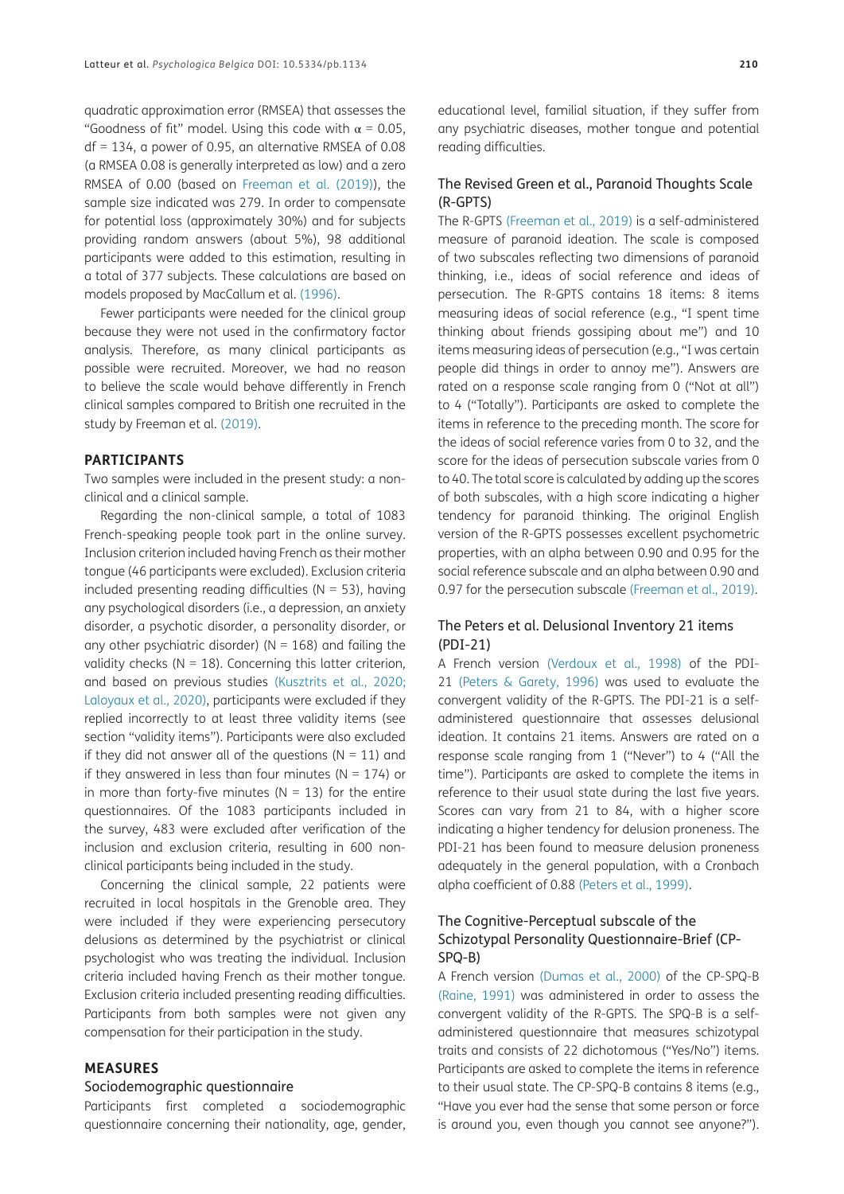quadratic approximation error (RMSEA) that assesses the "Goodness of fit" model. Using this code with $\alpha = 0.05$, df = 134, a power of 0.95, an alternative RMSEA of 0.08 (a RMSEA 0.08 is generally interpreted as low) and a zero RMSEA of 0.00 (based on Freeman et al. (2019)), the sample size indicated was 279. In order to compensate for potential loss (approximately 30%) and for subjects providing random answers (about 5%), 98 additional participants were added to this estimation, resulting in a total of 377 subjects. These calculations are based on models proposed by MacCallum et al. (1996).

Fewer participants were needed for the clinical group because they were not used in the confirmatory factor analysis. Therefore, as many clinical participants as possible were recruited. Moreover, we had no reason to believe the scale would behave differently in French clinical samples compared to British one recruited in the study by Freeman et al. (2019).

## PARTICIPANTS

Two samples were included in the present study: a non-clinical and a clinical sample.

Regarding the non-clinical sample, a total of 1083 French-speaking people took part in the online survey. Inclusion criterion included having French as their mother tongue (46 participants were excluded). Exclusion criteria included presenting reading difficulties (N = 53), having any psychological disorders (i.e., a depression, an anxiety disorder, a psychotic disorder, a personality disorder, or any other psychiatric disorder) (N = 168) and failing the validity checks (N = 18). Concerning this latter criterion, and based on previous studies (Kusztrits et al., 2020; Laloyaux et al., 2020), participants were excluded if they replied incorrectly to at least three validity items (see section "validity items"). Participants were also excluded if they did not answer all of the questions (N = 11) and if they answered in less than four minutes (N = 174) or in more than forty-five minutes (N = 13) for the entire questionnaires. Of the 1083 participants included in the survey, 483 were excluded after verification of the inclusion and exclusion criteria, resulting in 600 non-clinical participants being included in the study.

Concerning the clinical sample, 22 patients were recruited in local hospitals in the Grenoble area. They were included if they were experiencing persecutory delusions as determined by the psychiatrist or clinical psychologist who was treating the individual. Inclusion criteria included having French as their mother tongue. Exclusion criteria included presenting reading difficulties. Participants from both samples were not given any compensation for their participation in the study.

## MEASURES

### Sociodemographic questionnaire

Participants first completed a sociodemographic questionnaire concerning their nationality, age, gender, educational level, familial situation, if they suffer from any psychiatric diseases, mother tongue and potential reading difficulties.

### The Revised Green et al., Paranoid Thoughts Scale (R-GPTS)

The R-GPTS (Freeman et al., 2019) is a self-administered measure of paranoid ideation. The scale is composed of two subscales reflecting two dimensions of paranoid thinking, i.e., ideas of social reference and ideas of persecution. The R-GPTS contains 18 items: 8 items measuring ideas of social reference (e.g., "I spent time thinking about friends gossiping about me") and 10 items measuring ideas of persecution (e.g., "I was certain people did things in order to annoy me"). Answers are rated on a response scale ranging from 0 ("Not at all") to 4 ("Totally"). Participants are asked to complete the items in reference to the preceding month. The score for the ideas of social reference varies from 0 to 32, and the score for the ideas of persecution subscale varies from 0 to 40. The total score is calculated by adding up the scores of both subscales, with a high score indicating a higher tendency for paranoid thinking. The original English version of the R-GPTS possesses excellent psychometric properties, with an alpha between 0.90 and 0.95 for the social reference subscale and an alpha between 0.90 and 0.97 for the persecution subscale (Freeman et al., 2019).

### The Peters et al. Delusional Inventory 21 items (PDI-21)

A French version (Verdoux et al., 1998) of the PDI-21 (Peters & Garety, 1996) was used to evaluate the convergent validity of the R-GPTS. The PDI-21 is a self-administered questionnaire that assesses delusional ideation. It contains 21 items. Answers are rated on a response scale ranging from 1 ("Never") to 4 ("All the time"). Participants are asked to complete the items in reference to their usual state during the last five years. Scores can vary from 21 to 84, with a higher score indicating a higher tendency for delusion proneness. The PDI-21 has been found to measure delusion proneness adequately in the general population, with a Cronbach alpha coefficient of 0.88 (Peters et al., 1999).

### The Cognitive-Perceptual subscale of the Schizotypal Personality Questionnaire-Brief (CP-SPQ-B)

A French version (Dumas et al., 2000) of the CP-SPQ-B (Raine, 1991) was administered in order to assess the convergent validity of the R-GPTS. The SPQ-B is a self-administered questionnaire that measures schizotypal traits and consists of 22 dichotomous ("Yes/No") items. Participants are asked to complete the items in reference to their usual state. The CP-SPQ-B contains 8 items (e.g., "Have you ever had the sense that some person or force is around you, even though you cannot see anyone?").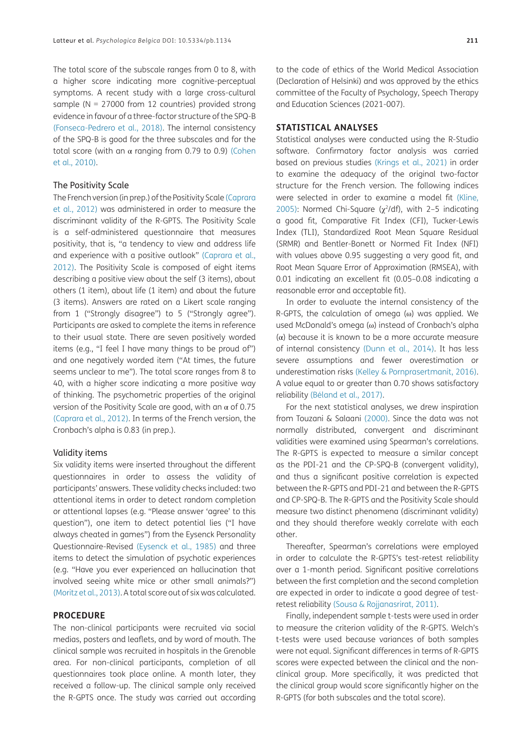The total score of the subscale ranges from 0 to 8, with a higher score indicating more cognitive-perceptual symptoms. A recent study with a large cross-cultural sample (N = 27000 from 12 countries) provided strong evidence in favour of a three-factor structure of the SPQ-B (Fonseca-Pedrero et al., 2018). The internal consistency of the SPQ-B is good for the three subscales and for the total score (with an α ranging from 0.79 to 0.9) (Cohen et al., 2010).

### The Positivity Scale

The French version (in prep.) of the Positivity Scale (Caprara et al., 2012) was administered in order to measure the discriminant validity of the R-GPTS. The Positivity Scale is a self-administered questionnaire that measures positivity, that is, "a tendency to view and address life and experience with a positive outlook" (Caprara et al., 2012). The Positivity Scale is composed of eight items describing a positive view about the self (3 items), about others (1 item), about life (1 item) and about the future (3 items). Answers are rated on a Likert scale ranging from 1 ("Strongly disagree") to 5 ("Strongly agree"). Participants are asked to complete the items in reference to their usual state. There are seven positively worded items (e.g., "I feel I have many things to be proud of") and one negatively worded item ("At times, the future seems unclear to me"). The total score ranges from 8 to 40, with a higher score indicating a more positive way of thinking. The psychometric properties of the original version of the Positivity Scale are good, with an α of 0.75 (Caprara et al., 2012). In terms of the French version, the Cronbach's alpha is 0.83 (in prep.).

### Validity items

Six validity items were inserted throughout the different questionnaires in order to assess the validity of participants' answers. These validity checks included: two attentional items in order to detect random completion or attentional lapses (e.g. "Please answer 'agree' to this question"), one item to detect potential lies ("I have always cheated in games") from the Eysenck Personality Questionnaire-Revised (Eysenck et al., 1985) and three items to detect the simulation of psychotic experiences (e.g. "Have you ever experienced an hallucination that involved seeing white mice or other small animals?") (Moritz et al., 2013). A total score out of six was calculated.

## PROCEDURE

The non-clinical participants were recruited via social medias, posters and leaflets, and by word of mouth. The clinical sample was recruited in hospitals in the Grenoble area. For non-clinical participants, completion of all questionnaires took place online. A month later, they received a follow-up. The clinical sample only received the R-GPTS once. The study was carried out according to the code of ethics of the World Medical Association (Declaration of Helsinki) and was approved by the ethics committee of the Faculty of Psychology, Speech Therapy and Education Sciences (2021-007).

## STATISTICAL ANALYSES

Statistical analyses were conducted using the R-Studio software. Confirmatory factor analysis was carried based on previous studies (Krings et al., 2021) in order to examine the adequacy of the original two-factor structure for the French version. The following indices were selected in order to examine a model fit (Kline, 2005): Normed Chi-Square ($\chi^2$/df), with 2–5 indicating a good fit, Comparative Fit Index (CFI), Tucker-Lewis Index (TLI), Standardized Root Mean Square Residual (SRMR) and Bentler-Bonett or Normed Fit Index (NFI) with values above 0.95 suggesting a very good fit, and Root Mean Square Error of Approximation (RMSEA), with 0.01 indicating an excellent fit (0.05–0.08 indicating a reasonable error and acceptable fit).

In order to evaluate the internal consistency of the R-GPTS, the calculation of omega (ω) was applied. We used McDonald's omega (ω) instead of Cronbach's alpha (α) because it is known to be a more accurate measure of internal consistency (Dunn et al., 2014). It has less severe assumptions and fewer overestimation or underestimation risks (Kelley & Pornprasertmanit, 2016). A value equal to or greater than 0.70 shows satisfactory reliability (Béland et al., 2017).

For the next statistical analyses, we drew inspiration from Touzani & Salaani (2000). Since the data was not normally distributed, convergent and discriminant validities were examined using Spearman's correlations. The R-GPTS is expected to measure a similar concept as the PDI-21 and the CP-SPQ-B (convergent validity), and thus a significant positive correlation is expected between the R-GPTS and PDI-21 and between the R-GPTS and CP-SPQ-B. The R-GPTS and the Positivity Scale should measure two distinct phenomena (discriminant validity) and they should therefore weakly correlate with each other.

Thereafter, Spearman's correlations were employed in order to calculate the R-GPTS's test-retest reliability over a 1-month period. Significant positive correlations between the first completion and the second completion are expected in order to indicate a good degree of test-retest reliability (Sousa & Rojjanasrirat, 2011).

Finally, independent sample t-tests were used in order to measure the criterion validity of the R-GPTS. Welch's t-tests were used because variances of both samples were not equal. Significant differences in terms of R-GPTS scores were expected between the clinical and the non-clinical group. More specifically, it was predicted that the clinical group would score significantly higher on the R-GPTS (for both subscales and the total score).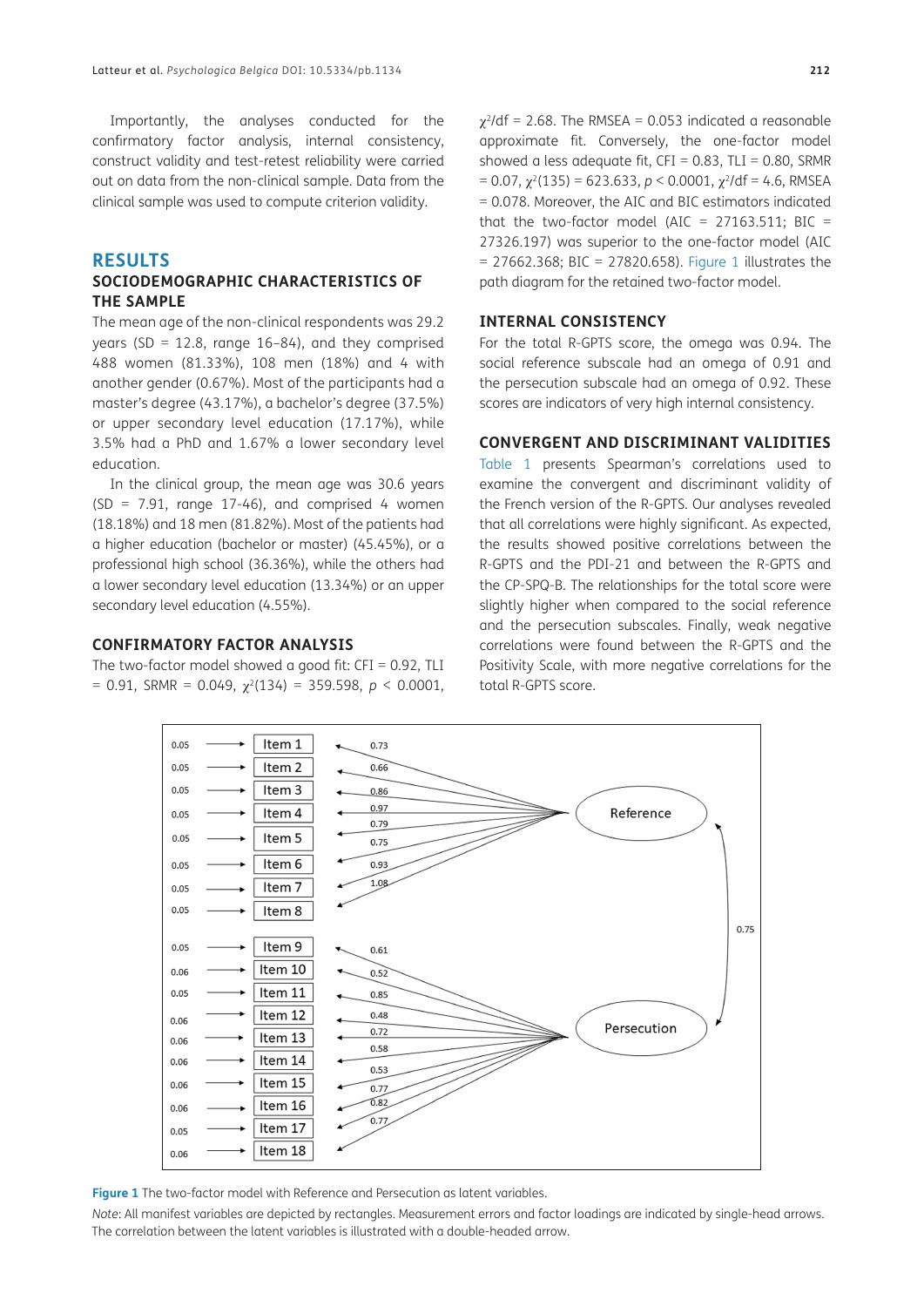Importantly, the analyses conducted for the confirmatory factor analysis, internal consistency, construct validity and test-retest reliability were carried out on data from the non-clinical sample. Data from the clinical sample was used to compute criterion validity.

# RESULTS

## SOCIODEMOGRAPHIC CHARACTERISTICS OF THE SAMPLE

The mean age of the non-clinical respondents was 29.2 years (SD = 12.8, range 16–84), and they comprised 488 women (81.33%), 108 men (18%) and 4 with another gender (0.67%). Most of the participants had a master's degree (43.17%), a bachelor's degree (37.5%) or upper secondary level education (17.17%), while 3.5% had a PhD and 1.67% a lower secondary level education.

In the clinical group, the mean age was 30.6 years (SD = 7.91, range 17-46), and comprised 4 women (18.18%) and 18 men (81.82%). Most of the patients had a higher education (bachelor or master) (45.45%), or a professional high school (36.36%), while the others had a lower secondary level education (13.34%) or an upper secondary level education (4.55%).

## CONFIRMATORY FACTOR ANALYSIS

The two-factor model showed a good fit: CFI = 0.92, TLI = 0.91, SRMR = 0.049, $\chi^2(134) = 359.598$, $p < 0.0001$, $\chi^2/df = 2.68$. The RMSEA = 0.053 indicated a reasonable approximate fit. Conversely, the one-factor model showed a less adequate fit, CFI = 0.83, TLI = 0.80, SRMR = 0.07, $\chi^2(135) = 623.633$, $p < 0.0001$, $\chi^2/df = 4.6$, RMSEA = 0.078. Moreover, the AIC and BIC estimators indicated that the two-factor model (AIC = 27163.511; BIC = 27326.197) was superior to the one-factor model (AIC = 27662.368; BIC = 27820.658). Figure 1 illustrates the path diagram for the retained two-factor model.

## INTERNAL CONSISTENCY

For the total R-GPTS score, the omega was 0.94. The social reference subscale had an omega of 0.91 and the persecution subscale had an omega of 0.92. These scores are indicators of very high internal consistency.

## CONVERGENT AND DISCRIMINANT VALIDITIES

Table 1 presents Spearman's correlations used to examine the convergent and discriminant validity of the French version of the R-GPTS. Our analyses revealed that all correlations were highly significant. As expected, the results showed positive correlations between the R-GPTS and the PDI-21 and between the R-GPTS and the CP-SPQ-B. The relationships for the total score were slightly higher when compared to the social reference and the persecution subscales. Finally, weak negative correlations were found between the R-GPTS and the Positivity Scale, with more negative correlations for the total R-GPTS score.

**Figure 1** The two-factor model with Reference and Persecution as latent variables.

*Note*: All manifest variables are depicted by rectangles. Measurement errors and factor loadings are indicated by single-head arrows. The correlation between the latent variables is illustrated with a double-headed arrow.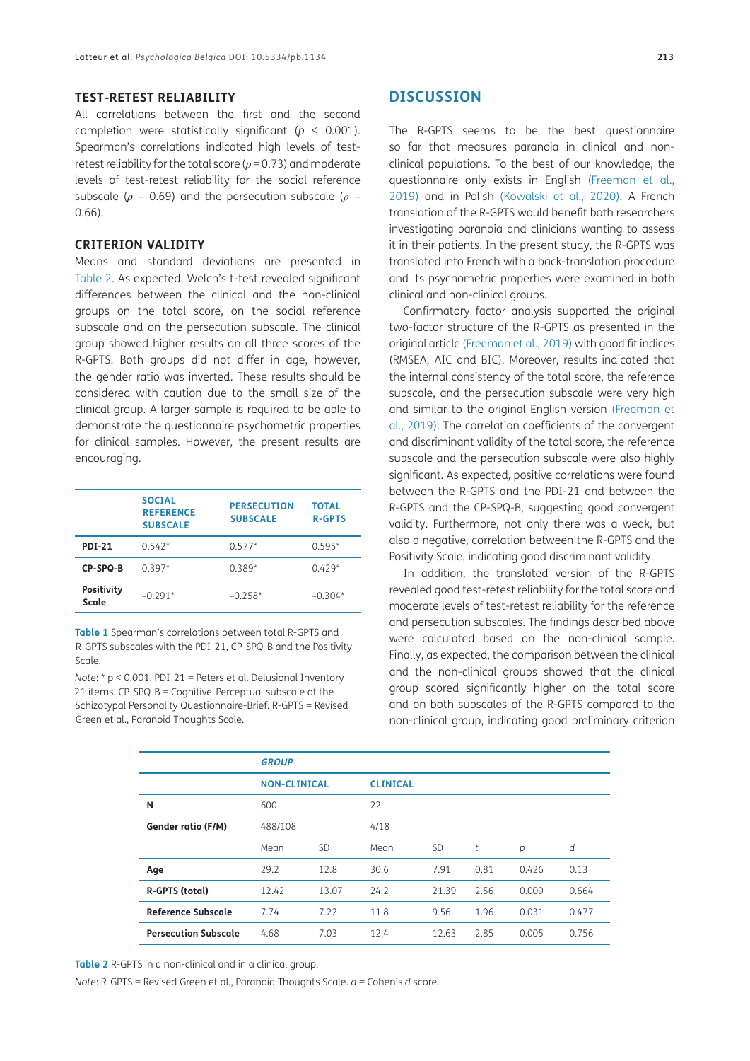### TEST-RETEST RELIABILITY

All correlations between the first and the second completion were statistically significant ($p < 0.001$). Spearman's correlations indicated high levels of test-retest reliability for the total score ($\rho = 0.73$) and moderate levels of test-retest reliability for the social reference subscale ($\rho = 0.69$) and the persecution subscale ($\rho = 0.66$).

### CRITERION VALIDITY

Means and standard deviations are presented in Table 2. As expected, Welch's t-test revealed significant differences between the clinical and the non-clinical groups on the total score, on the social reference subscale and on the persecution subscale. The clinical group showed higher results on all three scores of the R-GPTS. Both groups did not differ in age, however, the gender ratio was inverted. These results should be considered with caution due to the small size of the clinical group. A larger sample is required to be able to demonstrate the questionnaire psychometric properties for clinical samples. However, the present results are encouraging.

| | SOCIAL REFERENCE SUBSCALE | PERSECUTION SUBSCALE | TOTAL R-GPTS |
|---|---|---|---|
| **PDI-21** | 0.542* | 0.577* | 0.595* |
| **CP-SPQ-B** | 0.397* | 0.389* | 0.429* |
| **Positivity Scale** | −0.291* | −0.258* | −0.304* |

**Table 1** Spearman's correlations between total R-GPTS and R-GPTS subscales with the PDI-21, CP-SPQ-B and the Positivity Scale.

*Note*: * p < 0.001. PDI-21 = Peters et al. Delusional Inventory 21 items. CP-SPQ-B = Cognitive-Perceptual subscale of the Schizotypal Personality Questionnaire-Brief. R-GPTS = Revised Green et al., Paranoid Thoughts Scale.

## DISCUSSION

The R-GPTS seems to be the best questionnaire so far that measures paranoia in clinical and non-clinical populations. To the best of our knowledge, the questionnaire only exists in English (Freeman et al., 2019) and in Polish (Kowalski et al., 2020). A French translation of the R-GPTS would benefit both researchers investigating paranoia and clinicians wanting to assess it in their patients. In the present study, the R-GPTS was translated into French with a back-translation procedure and its psychometric properties were examined in both clinical and non-clinical groups.

Confirmatory factor analysis supported the original two-factor structure of the R-GPTS as presented in the original article (Freeman et al., 2019) with good fit indices (RMSEA, AIC and BIC). Moreover, results indicated that the internal consistency of the total score, the reference subscale, and the persecution subscale were very high and similar to the original English version (Freeman et al., 2019). The correlation coefficients of the convergent and discriminant validity of the total score, the reference subscale and the persecution subscale were also highly significant. As expected, positive correlations were found between the R-GPTS and the PDI-21 and between the R-GPTS and the CP-SPQ-B, suggesting good convergent validity. Furthermore, not only there was a weak, but also a negative, correlation between the R-GPTS and the Positivity Scale, indicating good discriminant validity.

In addition, the translated version of the R-GPTS revealed good test-retest reliability for the total score and moderate levels of test-retest reliability for the reference and persecution subscales. The findings described above were calculated based on the non-clinical sample. Finally, as expected, the comparison between the clinical and the non-clinical groups showed that the clinical group scored significantly higher on the total score and on both subscales of the R-GPTS compared to the non-clinical group, indicating good preliminary criterion

| | *GROUP* | | | | | | |
|---|---|---|---|---|---|---|---|
| | **NON-CLINICAL** | | **CLINICAL** | | | | |
| **N** | 600 | | 22 | | | | |
| **Gender ratio (F/M)** | 488/108 | | 4/18 | | | | |
| | Mean | SD | Mean | SD | *t* | *p* | *d* |
| **Age** | 29.2 | 12.8 | 30.6 | 7.91 | 0.81 | 0.426 | 0.13 |
| **R-GPTS (total)** | 12.42 | 13.07 | 24.2 | 21.39 | 2.56 | 0.009 | 0.664 |
| **Reference Subscale** | 7.74 | 7.22 | 11.8 | 9.56 | 1.96 | 0.031 | 0.477 |
| **Persecution Subscale** | 4.68 | 7.03 | 12.4 | 12.63 | 2.85 | 0.005 | 0.756 |

**Table 2** R-GPTS in a non-clinical and in a clinical group.

*Note*: R-GPTS = Revised Green et al., Paranoid Thoughts Scale. *d* = Cohen's *d* score.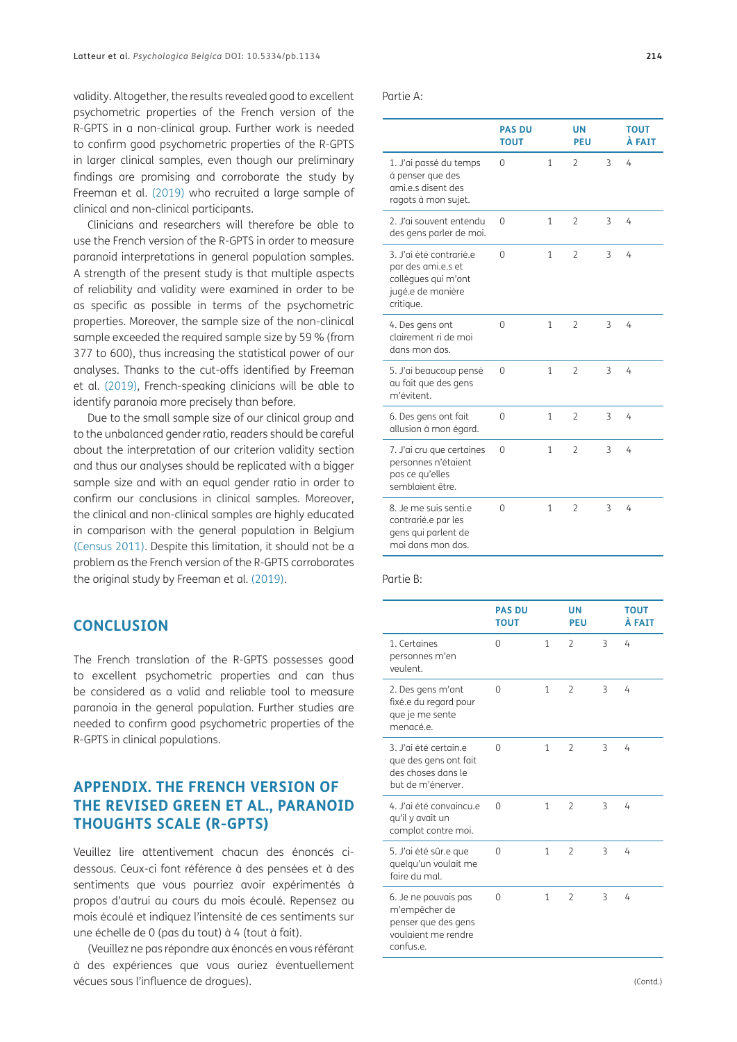validity. Altogether, the results revealed good to excellent psychometric properties of the French version of the R-GPTS in a non-clinical group. Further work is needed to confirm good psychometric properties of the R-GPTS in larger clinical samples, even though our preliminary findings are promising and corroborate the study by Freeman et al. (2019) who recruited a large sample of clinical and non-clinical participants.

Clinicians and researchers will therefore be able to use the French version of the R-GPTS in order to measure paranoid interpretations in general population samples. A strength of the present study is that multiple aspects of reliability and validity were examined in order to be as specific as possible in terms of the psychometric properties. Moreover, the sample size of the non-clinical sample exceeded the required sample size by 59 % (from 377 to 600), thus increasing the statistical power of our analyses. Thanks to the cut-offs identified by Freeman et al. (2019), French-speaking clinicians will be able to identify paranoia more precisely than before.

Due to the small sample size of our clinical group and to the unbalanced gender ratio, readers should be careful about the interpretation of our criterion validity section and thus our analyses should be replicated with a bigger sample size and with an equal gender ratio in order to confirm our conclusions in clinical samples. Moreover, the clinical and non-clinical samples are highly educated in comparison with the general population in Belgium (Census 2011). Despite this limitation, it should not be a problem as the French version of the R-GPTS corroborates the original study by Freeman et al. (2019).

## CONCLUSION

The French translation of the R-GPTS possesses good to excellent psychometric properties and can thus be considered as a valid and reliable tool to measure paranoia in the general population. Further studies are needed to confirm good psychometric properties of the R-GPTS in clinical populations.

## APPENDIX. THE FRENCH VERSION OF THE REVISED GREEN ET AL., PARANOID THOUGHTS SCALE (R-GPTS)

Veuillez lire attentivement chacun des énoncés ci-dessous. Ceux-ci font référence à des pensées et à des sentiments que vous pourriez avoir expérimentés à propos d'autrui au cours du mois écoulé. Repensez au mois écoulé et indiquez l'intensité de ces sentiments sur une échelle de 0 (pas du tout) à 4 (tout à fait).

(Veuillez ne pas répondre aux énoncés en vous référant à des expériences que vous auriez éventuellement vécues sous l'influence de drogues).

Partie A:

| | PAS DU TOUT | | UN PEU | | TOUT À FAIT |
|---|---|---|---|---|---|
| 1. J'ai passé du temps à penser que des ami.e.s disent des ragots à mon sujet. | 0 | 1 | 2 | 3 | 4 |
| 2. J'ai souvent entendu des gens parler de moi. | 0 | 1 | 2 | 3 | 4 |
| 3. J'ai été contrarié.e par des ami.e.s et collègues qui m'ont jugé.e de manière critique. | 0 | 1 | 2 | 3 | 4 |
| 4. Des gens ont clairement ri de moi dans mon dos. | 0 | 1 | 2 | 3 | 4 |
| 5. J'ai beaucoup pensé au fait que des gens m'évitent. | 0 | 1 | 2 | 3 | 4 |
| 6. Des gens ont fait allusion à mon égard. | 0 | 1 | 2 | 3 | 4 |
| 7. J'ai cru que certaines personnes n'étaient pas ce qu'elles semblaient être. | 0 | 1 | 2 | 3 | 4 |
| 8. Je me suis senti.e contrarié.e par les gens qui parlent de moi dans mon dos. | 0 | 1 | 2 | 3 | 4 |

Partie B:

| | PAS DU TOUT | | UN PEU | | TOUT À FAIT |
|---|---|---|---|---|---|
| 1. Certaines personnes m'en veulent. | 0 | 1 | 2 | 3 | 4 |
| 2. Des gens m'ont fixé.e du regard pour que je me sente menacé.e. | 0 | 1 | 2 | 3 | 4 |
| 3. J'ai été certain.e que des gens ont fait des choses dans le but de m'énerver. | 0 | 1 | 2 | 3 | 4 |
| 4. J'ai été convaincu.e qu'il y avait un complot contre moi. | 0 | 1 | 2 | 3 | 4 |
| 5. J'ai été sûr.e que quelqu'un voulait me faire du mal. | 0 | 1 | 2 | 3 | 4 |
| 6. Je ne pouvais pas m'empêcher de penser que des gens voulaient me rendre confus.e. | 0 | 1 | 2 | 3 | 4 |

(Contd.)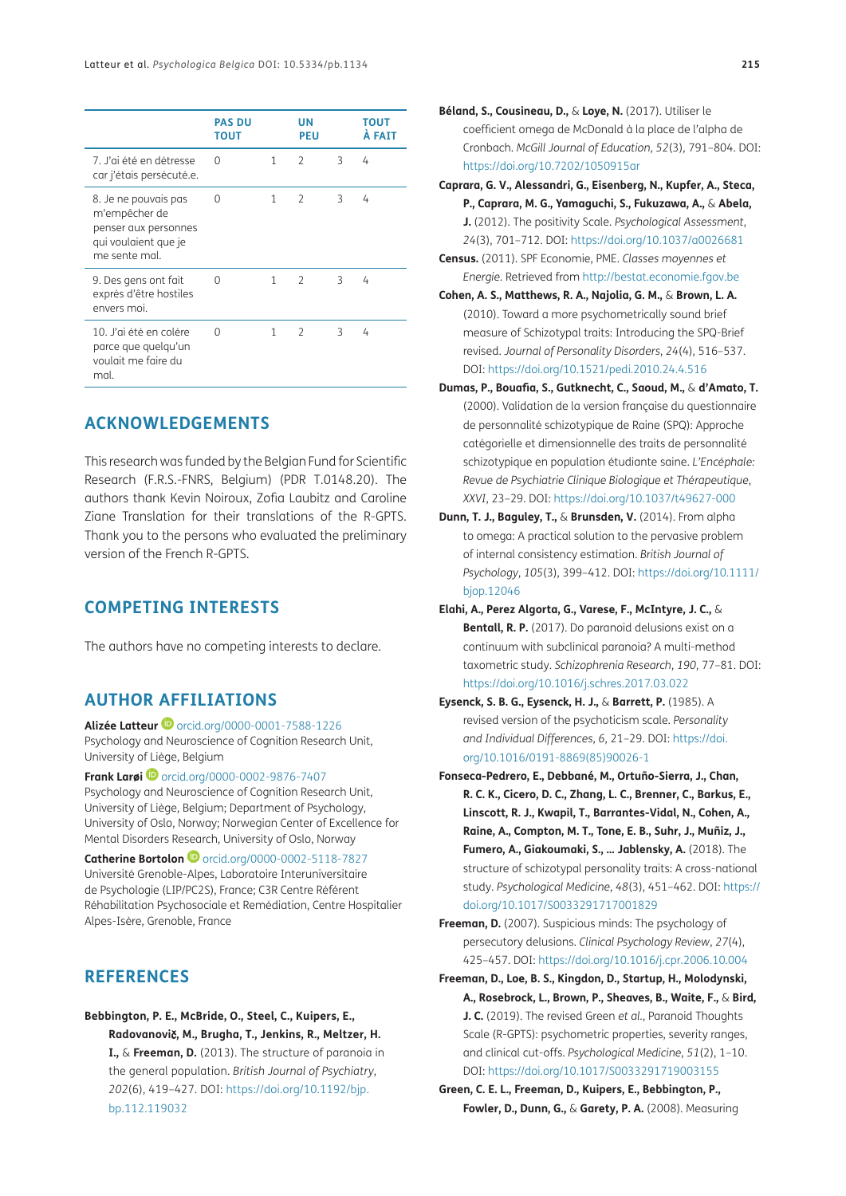| | PAS DU TOUT | | UN PEU | | TOUT À FAIT |
|---|---|---|---|---|---|
| 7. J'ai été en détresse car j'étais persécuté.e. | 0 | 1 | 2 | 3 | 4 |
| 8. Je ne pouvais pas m'empêcher de penser aux personnes qui voulaient que je me sente mal. | 0 | 1 | 2 | 3 | 4 |
| 9. Des gens ont fait exprès d'être hostiles envers moi. | 0 | 1 | 2 | 3 | 4 |
| 10. J'ai été en colère parce que quelqu'un voulait me faire du mal. | 0 | 1 | 2 | 3 | 4 |

## ACKNOWLEDGEMENTS

This research was funded by the Belgian Fund for Scientific Research (F.R.S.-FNRS, Belgium) (PDR T.0148.20). The authors thank Kevin Noiroux, Zofia Laubitz and Caroline Ziane Translation for their translations of the R-GPTS. Thank you to the persons who evaluated the preliminary version of the French R-GPTS.

## COMPETING INTERESTS

The authors have no competing interests to declare.

## AUTHOR AFFILIATIONS

**Alizée Latteur** orcid.org/0000-0001-7588-1226
Psychology and Neuroscience of Cognition Research Unit, University of Liège, Belgium

**Frank Larøi** orcid.org/0000-0002-9876-7407
Psychology and Neuroscience of Cognition Research Unit, University of Liège, Belgium; Department of Psychology, University of Oslo, Norway; Norwegian Center of Excellence for Mental Disorders Research, University of Oslo, Norway

**Catherine Bortolon** orcid.org/0000-0002-5118-7827
Université Grenoble-Alpes, Laboratoire Interuniversitaire de Psychologie (LIP/PC2S), France; C3R Centre Référent Réhabilitation Psychosociale et Remédiation, Centre Hospitalier Alpes-Isère, Grenoble, France

## REFERENCES

**Bebbington, P. E., McBride, O., Steel, C., Kuipers, E., Radovanovič, M., Brugha, T., Jenkins, R., Meltzer, H. I.,** & **Freeman, D.** (2013). The structure of paranoia in the general population. *British Journal of Psychiatry*, *202*(6), 419–427. DOI: https://doi.org/10.1192/bjp.bp.112.119032

**Béland, S., Cousineau, D.,** & **Loye, N.** (2017). Utiliser le coefficient omega de McDonald à la place de l'alpha de Cronbach. *McGill Journal of Education*, *52*(3), 791–804. DOI: https://doi.org/10.7202/1050915ar

**Caprara, G. V., Alessandri, G., Eisenberg, N., Kupfer, A., Steca, P., Caprara, M. G., Yamaguchi, S., Fukuzawa, A.,** & **Abela, J.** (2012). The positivity Scale. *Psychological Assessment*, *24*(3), 701–712. DOI: https://doi.org/10.1037/a0026681

**Census.** (2011). SPF Economie, PME. *Classes moyennes et Energie.* Retrieved from http://bestat.economie.fgov.be

**Cohen, A. S., Matthews, R. A., Najolia, G. M.,** & **Brown, L. A.** (2010). Toward a more psychometrically sound brief measure of Schizotypal traits: Introducing the SPQ-Brief revised. *Journal of Personality Disorders*, 24(4), 516–537. DOI: https://doi.org/10.1521/pedi.2010.24.4.516

**Dumas, P., Bouafia, S., Gutknecht, C., Saoud, M.,** & **d'Amato, T.** (2000). Validation de la version française du questionnaire de personnalité schizotypique de Raine (SPQ): Approche catégorielle et dimensionnelle des traits de personnalité schizotypique en population étudiante saine. *L'Encéphale: Revue de Psychiatrie Clinique Biologique et Thérapeutique*, *XXVI*, 23–29. DOI: https://doi.org/10.1037/t49627-000

**Dunn, T. J., Baguley, T.,** & **Brunsden, V.** (2014). From alpha to omega: A practical solution to the pervasive problem of internal consistency estimation. *British Journal of Psychology*, *105*(3), 399–412. DOI: https://doi.org/10.1111/bjop.12046

**Elahi, A., Perez Algorta, G., Varese, F., McIntyre, J. C.,** & **Bentall, R. P.** (2017). Do paranoid delusions exist on a continuum with subclinical paranoia? A multi-method taxometric study. *Schizophrenia Research*, *190*, 77–81. DOI: https://doi.org/10.1016/j.schres.2017.03.022

**Eysenck, S. B. G., Eysenck, H. J.,** & **Barrett, P.** (1985). A revised version of the psychoticism scale. *Personality and Individual Differences*, *6*, 21–29. DOI: https://doi.org/10.1016/0191-8869(85)90026-1

**Fonseca-Pedrero, E., Debbané, M., Ortuño-Sierra, J., Chan, R. C. K., Cicero, D. C., Zhang, L. C., Brenner, C., Barkus, E., Linscott, R. J., Kwapil, T., Barrantes-Vidal, N., Cohen, A., Raine, A., Compton, M. T., Tone, E. B., Suhr, J., Muñiz, J., Fumero, A., Giakoumaki, S., … Jablensky, A.** (2018). The structure of schizotypal personality traits: A cross-national study. *Psychological Medicine*, *48*(3), 451–462. DOI: https://doi.org/10.1017/S0033291717001829

**Freeman, D.** (2007). Suspicious minds: The psychology of persecutory delusions. *Clinical Psychology Review*, *27*(4), 425–457. DOI: https://doi.org/10.1016/j.cpr.2006.10.004

**Freeman, D., Loe, B. S., Kingdon, D., Startup, H., Molodynski, A., Rosebrock, L., Brown, P., Sheaves, B., Waite, F.,** & **Bird, J. C.** (2019). The revised Green *et al.*, Paranoid Thoughts Scale (R-GPTS): psychometric properties, severity ranges, and clinical cut-offs. *Psychological Medicine*, *51*(2), 1–10. DOI: https://doi.org/10.1017/S0033291719003155

**Green, C. E. L., Freeman, D., Kuipers, E., Bebbington, P., Fowler, D., Dunn, G.,** & **Garety, P. A.** (2008). Measuring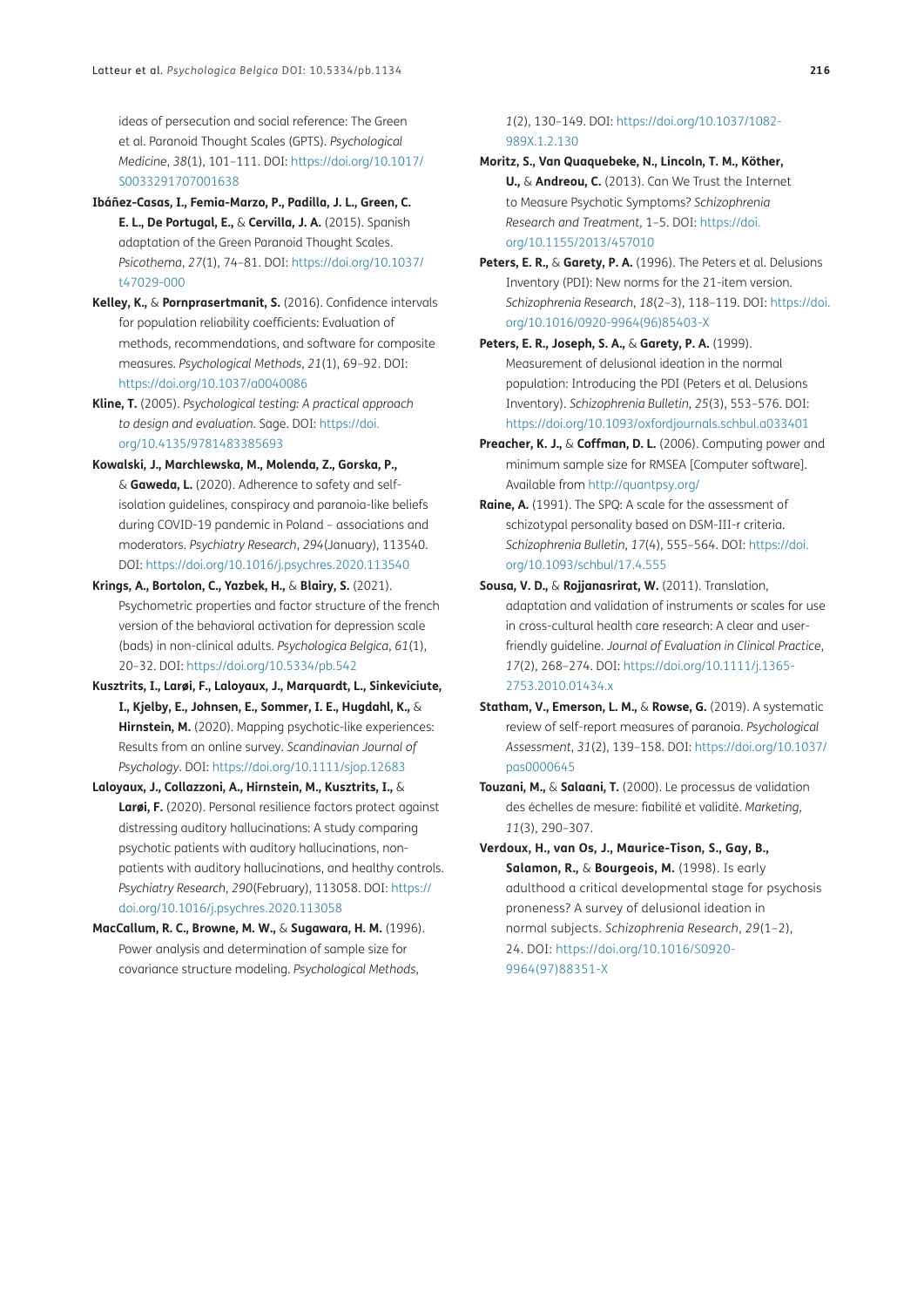ideas of persecution and social reference: The Green et al. Paranoid Thought Scales (GPTS). *Psychological Medicine*, *38*(1), 101–111. DOI: https://doi.org/10.1017/S0033291707001638

**Ibáñez-Casas, I., Femia-Marzo, P., Padilla, J. L., Green, C. E. L., De Portugal, E.,** & **Cervilla, J. A.** (2015). Spanish adaptation of the Green Paranoid Thought Scales. *Psicothema*, *27*(1), 74–81. DOI: https://doi.org/10.1037/t47029-000

**Kelley, K.,** & **Pornprasertmanit, S.** (2016). Confidence intervals for population reliability coefficients: Evaluation of methods, recommendations, and software for composite measures. *Psychological Methods*, *21*(1), 69–92. DOI: https://doi.org/10.1037/a0040086

**Kline, T.** (2005). *Psychological testing: A practical approach to design and evaluation*. Sage. DOI: https://doi.org/10.4135/9781483385693

**Kowalski, J., Marchlewska, M., Molenda, Z., Gorska, P.,** & **Gaweda, L.** (2020). Adherence to safety and self-isolation guidelines, conspiracy and paranoia-like beliefs during COVID-19 pandemic in Poland – associations and moderators. *Psychiatry Research*, *294*(January), 113540. DOI: https://doi.org/10.1016/j.psychres.2020.113540

**Krings, A., Bortolon, C., Yazbek, H.,** & **Blairy, S.** (2021). Psychometric properties and factor structure of the french version of the behavioral activation for depression scale (bads) in non-clinical adults. *Psychologica Belgica*, *61*(1), 20–32. DOI: https://doi.org/10.5334/pb.542

**Kusztrits, I., Larøi, F., Laloyaux, J., Marquardt, L., Sinkeviciute, I., Kjelby, E., Johnsen, E., Sommer, I. E., Hugdahl, K.,** & **Hirnstein, M.** (2020). Mapping psychotic-like experiences: Results from an online survey. *Scandinavian Journal of Psychology*. DOI: https://doi.org/10.1111/sjop.12683

**Laloyaux, J., Collazzoni, A., Hirnstein, M., Kusztrits, I.,** & **Larøi, F.** (2020). Personal resilience factors protect against distressing auditory hallucinations: A study comparing psychotic patients with auditory hallucinations, non-patients with auditory hallucinations, and healthy controls. *Psychiatry Research*, *290*(February), 113058. DOI: https://doi.org/10.1016/j.psychres.2020.113058

**MacCallum, R. C., Browne, M. W.,** & **Sugawara, H. M.** (1996). Power analysis and determination of sample size for covariance structure modeling. *Psychological Methods*, *1*(2), 130–149. DOI: https://doi.org/10.1037/1082-989X.1.2.130

**Moritz, S., Van Quaquebeke, N., Lincoln, T. M., Köther, U.,** & **Andreou, C.** (2013). Can We Trust the Internet to Measure Psychotic Symptoms? *Schizophrenia Research and Treatment*, 1–5. DOI: https://doi.org/10.1155/2013/457010

**Peters, E. R.,** & **Garety, P. A.** (1996). The Peters et al. Delusions Inventory (PDI): New norms for the 21-item version. *Schizophrenia Research*, *18*(2–3), 118–119. DOI: https://doi.org/10.1016/0920-9964(96)85403-X

**Peters, E. R., Joseph, S. A.,** & **Garety, P. A.** (1999). Measurement of delusional ideation in the normal population: Introducing the PDI (Peters et al. Delusions Inventory). *Schizophrenia Bulletin*, *25*(3), 553–576. DOI: https://doi.org/10.1093/oxfordjournals.schbul.a033401

**Preacher, K. J.,** & **Coffman, D. L.** (2006). Computing power and minimum sample size for RMSEA [Computer software]. Available from http://quantpsy.org/

**Raine, A.** (1991). The SPQ: A scale for the assessment of schizotypal personality based on DSM-III-r criteria. *Schizophrenia Bulletin*, *17*(4), 555–564. DOI: https://doi.org/10.1093/schbul/17.4.555

**Sousa, V. D.,** & **Rojjanasrirat, W.** (2011). Translation, adaptation and validation of instruments or scales for use in cross-cultural health care research: A clear and user-friendly guideline. *Journal of Evaluation in Clinical Practice*, *17*(2), 268–274. DOI: https://doi.org/10.1111/j.1365-2753.2010.01434.x

**Statham, V., Emerson, L. M.,** & **Rowse, G.** (2019). A systematic review of self-report measures of paranoia. *Psychological Assessment*, *31*(2), 139–158. DOI: https://doi.org/10.1037/pas0000645

**Touzani, M.,** & **Salaani, T.** (2000). Le processus de validation des échelles de mesure: fiabilité et validité. *Marketing*, *11*(3), 290–307.

**Verdoux, H., van Os, J., Maurice-Tison, S., Gay, B., Salamon, R.,** & **Bourgeois, M.** (1998). Is early adulthood a critical developmental stage for psychosis proneness? A survey of delusional ideation in normal subjects. *Schizophrenia Research*, *29*(1–2), 24. DOI: https://doi.org/10.1016/S0920-9964(97)88351-X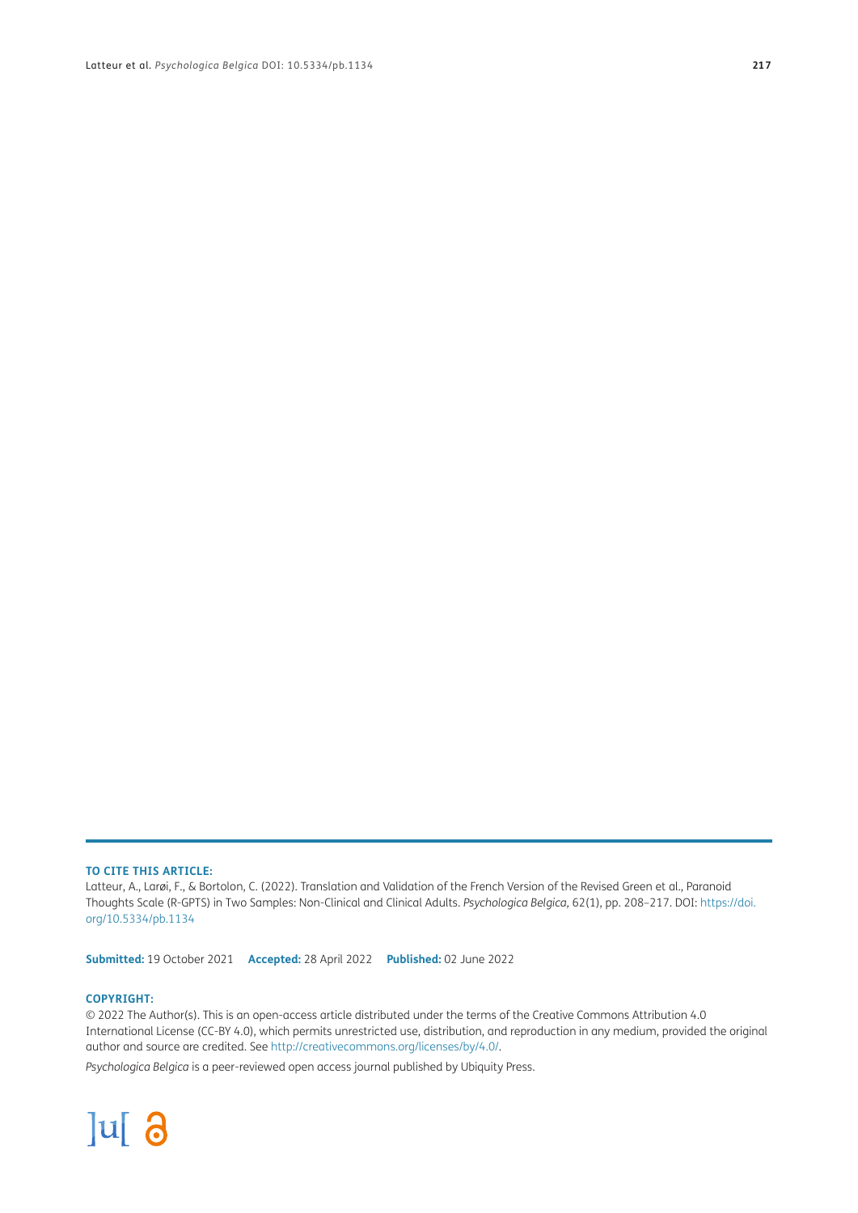**TO CITE THIS ARTICLE:**

Latteur, A., Larøi, F., & Bortolon, C. (2022). Translation and Validation of the French Version of the Revised Green et al., Paranoid Thoughts Scale (R-GPTS) in Two Samples: Non-Clinical and Clinical Adults. *Psychologica Belgica*, 62(1), pp. 208–217. DOI: https://doi.org/10.5334/pb.1134

**Submitted:** 19 October 2021 **Accepted:** 28 April 2022 **Published:** 02 June 2022

**COPYRIGHT:**

© 2022 The Author(s). This is an open-access article distributed under the terms of the Creative Commons Attribution 4.0 International License (CC-BY 4.0), which permits unrestricted use, distribution, and reproduction in any medium, provided the original author and source are credited. See http://creativecommons.org/licenses/by/4.0/.

*Psychologica Belgica* is a peer-reviewed open access journal published by Ubiquity Press.